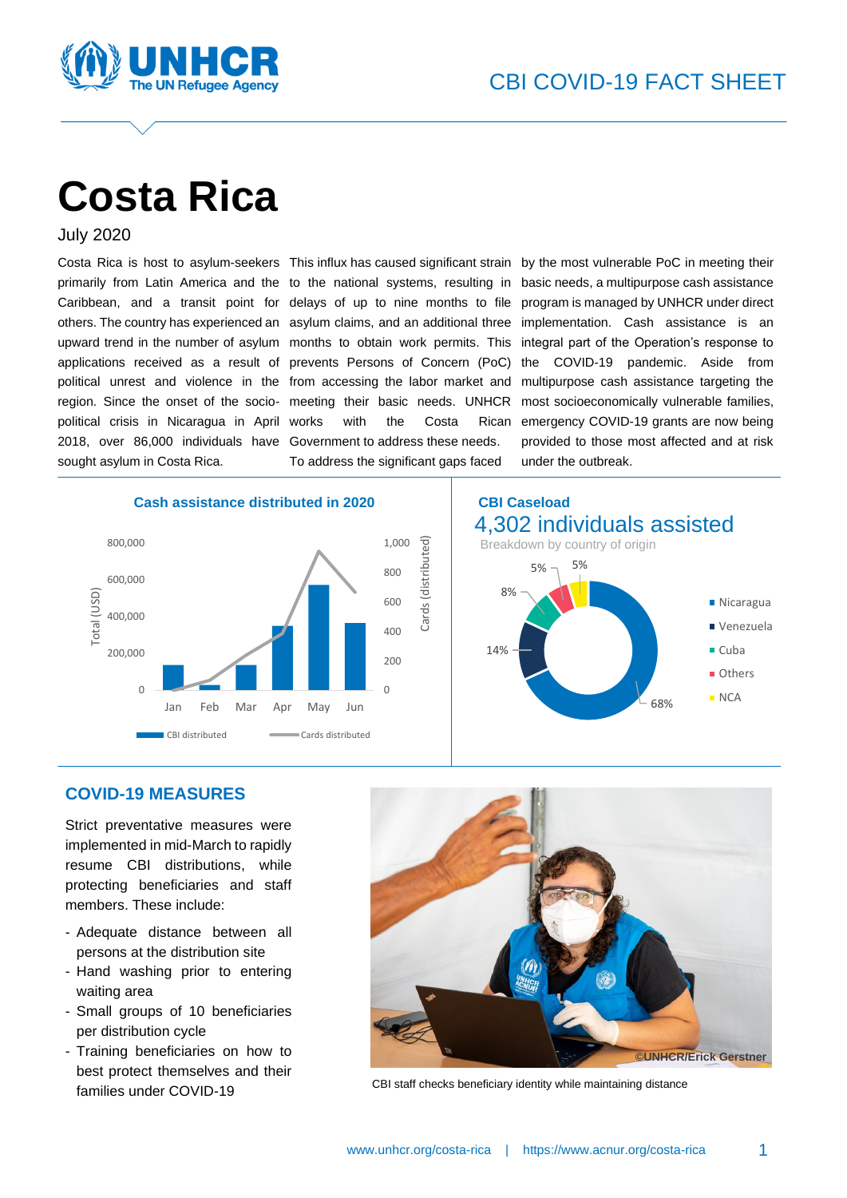CBI COVID-19 FACT SHEET

# Costa Rica

July 2020

Costa Rica is host to asylum-seekers primarily from Latin America and the Caribbean, and a transit point for others. The country has experienced an upward trend in the number of asylum applications received as a result of political unrest and violence in the region. Since the onset of the socio-political crisis in Nicaragua in April 2018, over 86,000 individuals have sought asylum in Costa Rica.

This influx has caused significant strain to the national systems, resulting in delays of up to nine months to file asylum claims, and an additional three months to obtain work permits. This prevents Persons of Concern (PoC) from accessing the labor market and meeting their basic needs. UNHCR works with the Costa Rican Government to address these needs.

To address the significant gaps faced by the most vulnerable PoC in meeting their basic needs, a multipurpose cash assistance program is managed by UNHCR under direct implementation. Cash assistance is an integral part of the Operation's response to the COVID-19 pandemic. Aside from multipurpose cash assistance targeting the most socioeconomically vulnerable families, emergency COVID-19 grants are now being provided to those most affected and at risk under the outbreak.

## Cash assistance distributed in 2020

Chart: monthly CBI distributed (bars, Total USD, axis 0–800,000) and cards distributed (line, axis 0–1,000), Jan–Jun. Legend: CBI distributed; Cards distributed.

## CBI Caseload

### 4,302 individuals assisted

Breakdown by country of origin

| Country of origin | % |
|---|---|
| Nicaragua | 68% |
| Venezuela | 14% |
| Cuba | 8% |
| Others | 5% |
| NCA | 5% |

## COVID-19 MEASURES

Strict preventative measures were implemented in mid-March to rapidly resume CBI distributions, while protecting beneficiaries and staff members. These include:

- Adequate distance between all persons at the distribution site
- Hand washing prior to entering waiting area
- Small groups of 10 beneficiaries per distribution cycle
- Training beneficiaries on how to best protect themselves and their families under COVID-19

©UNHCR/Erick Gerstner

CBI staff checks beneficiary identity while maintaining distance

www.unhcr.org/costa-rica | https://www.acnur.org/costa-rica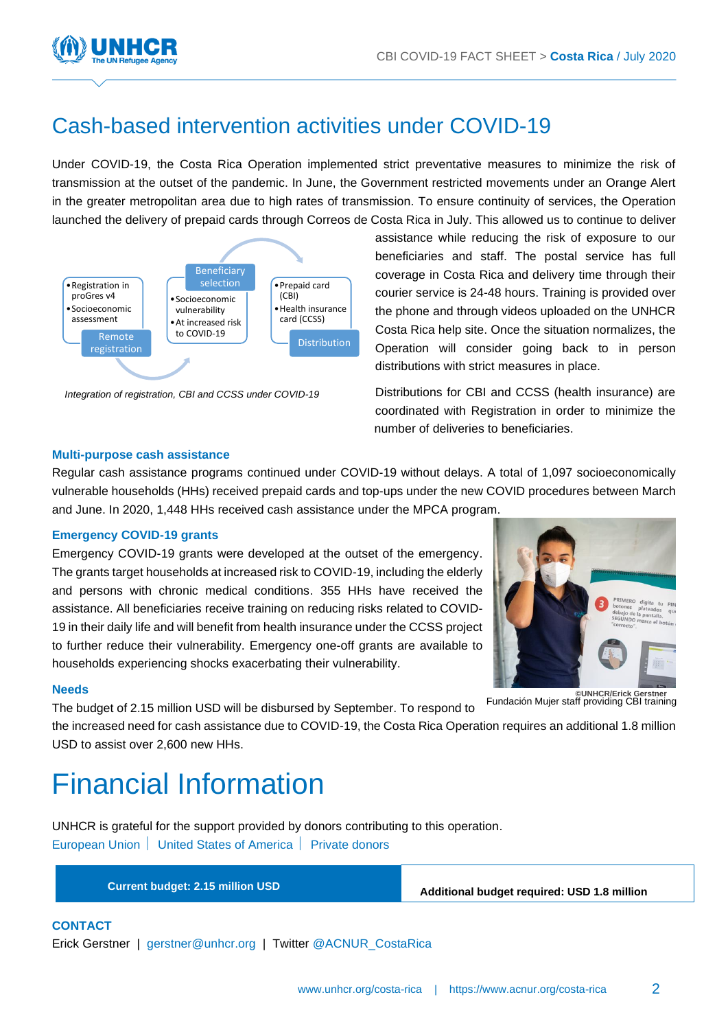# Cash-based intervention activities under COVID-19

Under COVID-19, the Costa Rica Operation implemented strict preventative measures to minimize the risk of transmission at the outset of the pandemic. In June, the Government restricted movements under an Orange Alert in the greater metropolitan area due to high rates of transmission. To ensure continuity of services, the Operation launched the delivery of prepaid cards through Correos de Costa Rica in July. This allowed us to continue to deliver assistance while reducing the risk of exposure to our beneficiaries and staff. The postal service has full coverage in Costa Rica and delivery time through their courier service is 24-48 hours. Training is provided over the phone and through videos uploaded on the UNHCR Costa Rica help site. Once the situation normalizes, the Operation will consider going back to in person distributions with strict measures in place.

Remote registration
- Registration in proGres v4
- Socioeconomic assessment

Beneficiary selection
- Socioeconomic vulnerability
- At increased risk to COVID-19

Distribution
- Prepaid card (CBI)
- Health insurance card (CCSS)

*Integration of registration, CBI and CCSS under COVID-19*

Distributions for CBI and CCSS (health insurance) are coordinated with Registration in order to minimize the number of deliveries to beneficiaries.

### Multi-purpose cash assistance

Regular cash assistance programs continued under COVID-19 without delays. A total of 1,097 socioeconomically vulnerable households (HHs) received prepaid cards and top-ups under the new COVID procedures between March and June. In 2020, 1,448 HHs received cash assistance under the MPCA program.

### Emergency COVID-19 grants

Emergency COVID-19 grants were developed at the outset of the emergency. The grants target households at increased risk to COVID-19, including the elderly and persons with chronic medical conditions. 355 HHs have received the assistance. All beneficiaries receive training on reducing risks related to COVID-19 in their daily life and will benefit from health insurance under the CCSS project to further reduce their vulnerability. Emergency one-off grants are available to households experiencing shocks exacerbating their vulnerability.

©UNHCR/Erick Gerstner
Fundación Mujer staff providing CBI training

### Needs

The budget of 2.15 million USD will be disbursed by September. To respond to the increased need for cash assistance due to COVID-19, the Costa Rica Operation requires an additional 1.8 million USD to assist over 2,600 new HHs.

# Financial Information

UNHCR is grateful for the support provided by donors contributing to this operation.

European Union | United States of America | Private donors

| | |
|---|---|
| **Current budget: 2.15 million USD** | **Additional budget required: USD 1.8 million** |

### CONTACT

Erick Gerstner | gerstner@unhcr.org | Twitter @ACNUR_CostaRica

www.unhcr.org/costa-rica | https://www.acnur.org/costa-rica